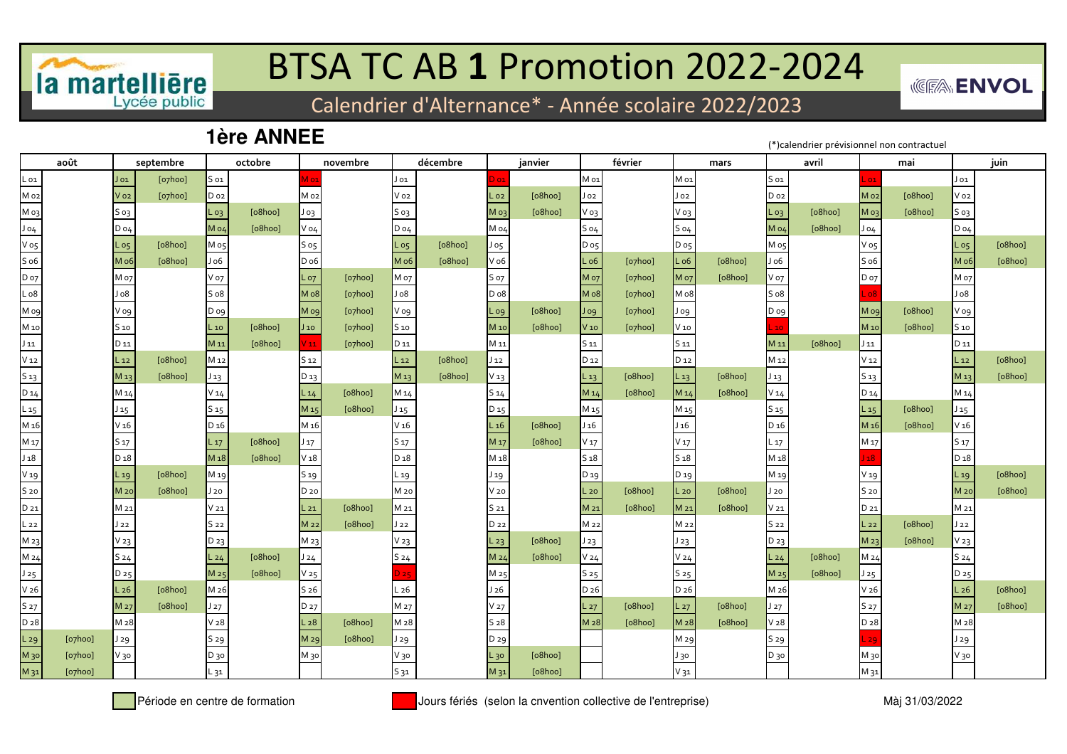la martellière
Lycée public

# BTSA TC AB **1** Promotion 2022-2024

## Calendrier d'Alternance* - Année scolaire 2022/2023

CFA ENVOL

### 1ère ANNEE

(*)calendrier prévisionnel non contractuel

| août | | septembre | | octobre | | novembre | | décembre | | janvier | | février | | mars | | avril | | mai | | juin | |
|---|---|---|---|---|---|---|---|---|---|---|---|---|---|---|---|---|---|---|---|---|---|
| L 01 | | J 01 | [07h00] | S 01 | | M 01 | | J 01 | | D 01 | | M 01 | | M 01 | | S 01 | | L 01 | | J 01 | |
| M 02 | | V 02 | [07h00] | D 02 | | M 02 | | V 02 | | L 02 | [08h00] | J 02 | | J 02 | | D 02 | | M 02 | [08h00] | V 02 | |
| M 03 | | S 03 | | L 03 | [08h00] | J 03 | | S 03 | | M 03 | [08h00] | V 03 | | V 03 | | L 03 | [08h00] | M 03 | [08h00] | S 03 | |
| J 04 | | D 04 | | M 04 | [08h00] | V 04 | | D 04 | | M 04 | | S 04 | | S 04 | | M 04 | [08h00] | J 04 | | D 04 | |
| V 05 | | L 05 | [08h00] | M 05 | | S 05 | | L 05 | [08h00] | J 05 | | D 05 | | D 05 | | M 05 | | V 05 | | L 05 | [08h00] |
| S 06 | | M 06 | [08h00] | J 06 | | D 06 | | M 06 | [08h00] | V 06 | | L 06 | [07h00] | L 06 | [08h00] | J 06 | | S 06 | | M 06 | [08h00] |
| D 07 | | M 07 | | V 07 | | L 07 | [07h00] | M 07 | | S 07 | | M 07 | [07h00] | M 07 | [08h00] | V 07 | | D 07 | | M 07 | |
| L 08 | | J 08 | | S 08 | | M 08 | [07h00] | J 08 | | D 08 | | M 08 | [07h00] | M 08 | | S 08 | | L 08 | | J 08 | |
| M 09 | | V 09 | | D 09 | | M 09 | [07h00] | V 09 | | L 09 | [08h00] | J 09 | [07h00] | J 09 | | D 09 | | M 09 | [08h00] | V 09 | |
| M 10 | | S 10 | | L 10 | [08h00] | J 10 | [07h00] | S 10 | | M 10 | [08h00] | V 10 | [07h00] | V 10 | | L 10 | | M 10 | [08h00] | S 10 | |
| J 11 | | D 11 | | M 11 | [08h00] | V 11 | [07h00] | D 11 | | M 11 | | S 11 | | S 11 | | M 11 | [08h00] | J 11 | | D 11 | |
| V 12 | | L 12 | [08h00] | M 12 | | S 12 | | L 12 | [08h00] | J 12 | | D 12 | | D 12 | | M 12 | | V 12 | | L 12 | [08h00] |
| S 13 | | M 13 | [08h00] | J 13 | | D 13 | | M 13 | [08h00] | V 13 | | L 13 | [08h00] | L 13 | [08h00] | J 13 | | S 13 | | M 13 | [08h00] |
| D 14 | | M 14 | | V 14 | | L 14 | [08h00] | M 14 | | S 14 | | M 14 | [08h00] | M 14 | [08h00] | V 14 | | D 14 | | M 14 | |
| L 15 | | J 15 | | S 15 | | M 15 | [08h00] | J 15 | | D 15 | | M 15 | | M 15 | | S 15 | | L 15 | [08h00] | J 15 | |
| M 16 | | V 16 | | D 16 | | M 16 | | V 16 | | L 16 | [08h00] | J 16 | | J 16 | | D 16 | | M 16 | [08h00] | V 16 | |
| M 17 | | S 17 | | L 17 | [08h00] | J 17 | | S 17 | | M 17 | [08h00] | V 17 | | V 17 | | L 17 | | M 17 | | S 17 | |
| J 18 | | D 18 | | M 18 | [08h00] | V 18 | | D 18 | | M 18 | | S 18 | | S 18 | | M 18 | | J 18 | | D 18 | |
| V 19 | | L 19 | [08h00] | M 19 | | S 19 | | L 19 | | J 19 | | D 19 | | D 19 | | M 19 | | V 19 | | L 19 | [08h00] |
| S 20 | | M 20 | [08h00] | J 20 | | D 20 | | M 20 | | V 20 | | L 20 | [08h00] | L 20 | [08h00] | J 20 | | S 20 | | M 20 | [08h00] |
| D 21 | | M 21 | | V 21 | | L 21 | [08h00] | M 21 | | S 21 | | M 21 | [08h00] | M 21 | [08h00] | V 21 | | D 21 | | M 21 | |
| L 22 | | J 22 | | S 22 | | M 22 | [08h00] | J 22 | | D 22 | | M 22 | | M 22 | | S 22 | | L 22 | [08h00] | J 22 | |
| M 23 | | V 23 | | D 23 | | M 23 | | V 23 | | L 23 | [08h00] | J 23 | | J 23 | | D 23 | | M 23 | [08h00] | V 23 | |
| M 24 | | S 24 | | L 24 | [08h00] | J 24 | | S 24 | | M 24 | [08h00] | V 24 | | V 24 | | L 24 | [08h00] | M 24 | | S 24 | |
| J 25 | | D 25 | | M 25 | [08h00] | V 25 | | D 25 | | M 25 | | S 25 | | S 25 | | M 25 | [08h00] | J 25 | | D 25 | |
| V 26 | | L 26 | [08h00] | M 26 | | S 26 | | L 26 | | J 26 | | D 26 | | D 26 | | M 26 | | V 26 | | L 26 | [08h00] |
| S 27 | | M 27 | [08h00] | J 27 | | D 27 | | M 27 | | V 27 | | L 27 | [08h00] | L 27 | [08h00] | J 27 | | S 27 | | M 27 | [08h00] |
| D 28 | | M 28 | | V 28 | | L 28 | [08h00] | M 28 | | S 28 | | M 28 | [08h00] | M 28 | [08h00] | V 28 | | D 28 | | M 28 | |
| L 29 | [07h00] | J 29 | | S 29 | | M 29 | [08h00] | J 29 | | D 29 | | | | M 29 | | S 29 | | L 29 | | J 29 | |
| M 30 | [07h00] | V 30 | | D 30 | | M 30 | | V 30 | | L 30 | [08h00] | | | J 30 | | D 30 | | M 30 | | V 30 | |
| M 31 | [07h00] | | | L 31 | | | | S 31 | | M 31 | [08h00] | | | V 31 | | | | M 31 | | | |

Période en centre de formation

Jours fériés (selon la cnvention collective de l'entreprise)

Màj 31/03/2022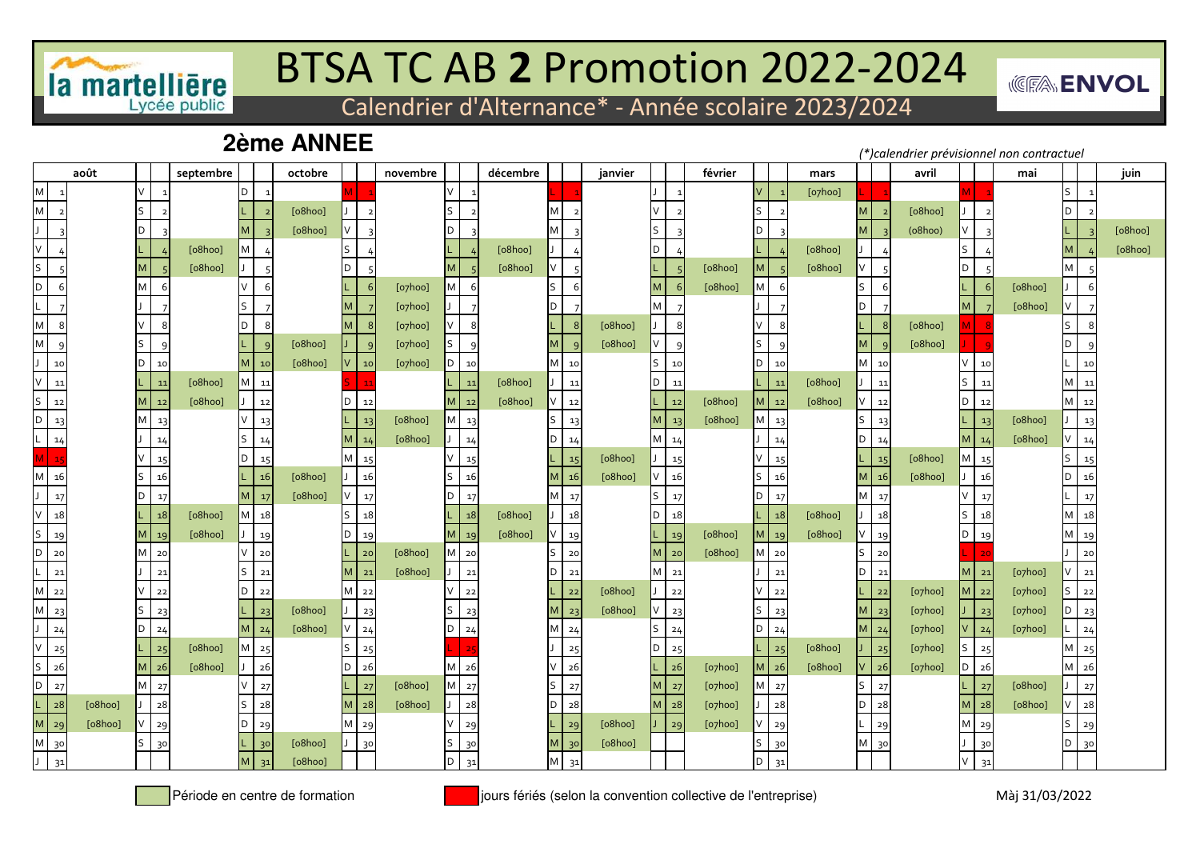# BTSA TC AB **2** Promotion 2022-2024

## Calendrier d'Alternance* - Année scolaire 2023/2024

la martellière Lycée public

CFA ENVOL

## 2ème ANNEE

*(*)calendrier prévisionnel non contractuel*

| août | | septembre | | octobre | | novembre | | décembre | | janvier | | février | | mars | | avril | | mai | | juin | |
|---|---|---|---|---|---|---|---|---|---|---|---|---|---|---|---|---|---|---|---|---|---|
| M 1 | | V 1 | | D 1 | | M 1 | | V 1 | | L 1 | | J 1 | | V 1 | [07hoo] | L 1 | | M 1 | | S 1 | |
| M 2 | | S 2 | | L 2 | [08hoo] | J 2 | | S 2 | | M 2 | | V 2 | | S 2 | | M 2 | [08hoo] | J 2 | | D 2 | |
| J 3 | | D 3 | | M 3 | [08hoo] | V 3 | | D 3 | | M 3 | | S 3 | | D 3 | | M 3 | (08hoo) | V 3 | | L 3 | [08hoo] |
| V 4 | | L 4 | [08hoo] | M 4 | | S 4 | | L 4 | [08hoo] | J 4 | | D 4 | | L 4 | [08hoo] | J 4 | | S 4 | | M 4 | [08hoo] |
| S 5 | | M 5 | [08hoo] | J 5 | | D 5 | | M 5 | [08hoo] | V 5 | | L 5 | [08hoo] | M 5 | [08hoo] | V 5 | | D 5 | | M 5 | |
| D 6 | | M 6 | | V 6 | | L 6 | [07hoo] | M 6 | | S 6 | | M 6 | [08hoo] | M 6 | | S 6 | | L 6 | [08hoo] | J 6 | |
| L 7 | | J 7 | | S 7 | | M 7 | [07hoo] | J 7 | | D 7 | | M 7 | | J 7 | | D 7 | | M 7 | [08hoo] | V 7 | |
| M 8 | | V 8 | | D 8 | | M 8 | [07hoo] | V 8 | | L 8 | [08hoo] | J 8 | | V 8 | | L 8 | [08hoo] | M 8 | | S 8 | |
| M 9 | | S 9 | | L 9 | [08hoo] | J 9 | [07hoo] | S 9 | | M 9 | [08hoo] | V 9 | | S 9 | | M 9 | [08hoo] | J 9 | | D 9 | |
| J 10 | | D 10 | | M 10 | [08hoo] | V 10 | [07hoo] | D 10 | | M 10 | | S 10 | | D 10 | | M 10 | | V 10 | | L 10 | |
| V 11 | | L 11 | [08hoo] | M 11 | | S 11 | | L 11 | [08hoo] | J 11 | | D 11 | | L 11 | [08hoo] | J 11 | | S 11 | | M 11 | |
| S 12 | | M 12 | [08hoo] | J 12 | | D 12 | | M 12 | [08hoo] | V 12 | | L 12 | [08hoo] | M 12 | [08hoo] | V 12 | | D 12 | | M 12 | |
| D 13 | | M 13 | | V 13 | | L 13 | [08hoo] | M 13 | | S 13 | | M 13 | [08hoo] | M 13 | | S 13 | | L 13 | [08hoo] | J 13 | |
| L 14 | | J 14 | | S 14 | | M 14 | [08hoo] | J 14 | | D 14 | | M 14 | | J 14 | | D 14 | | M 14 | [08hoo] | V 14 | |
| M 15 | | V 15 | | D 15 | | M 15 | | V 15 | | L 15 | [08hoo] | J 15 | | V 15 | | L 15 | [08hoo] | M 15 | | S 15 | |
| M 16 | | S 16 | | L 16 | [08hoo] | J 16 | | S 16 | | M 16 | [08hoo] | V 16 | | S 16 | | M 16 | [08hoo] | J 16 | | D 16 | |
| J 17 | | D 17 | | M 17 | [08hoo] | V 17 | | D 17 | | M 17 | | S 17 | | D 17 | | M 17 | | V 17 | | L 17 | |
| V 18 | | L 18 | [08hoo] | M 18 | | S 18 | | L 18 | [08hoo] | J 18 | | D 18 | | L 18 | [08hoo] | J 18 | | S 18 | | M 18 | |
| S 19 | | M 19 | [08hoo] | J 19 | | D 19 | | M 19 | [08hoo] | V 19 | | L 19 | [08hoo] | M 19 | [08hoo] | V 19 | | D 19 | | M 19 | |
| D 20 | | M 20 | | V 20 | | L 20 | [08hoo] | M 20 | | S 20 | | M 20 | [08hoo] | M 20 | | S 20 | | L 20 | | J 20 | |
| L 21 | | J 21 | | S 21 | | M 21 | [08hoo] | J 21 | | D 21 | | M 21 | | J 21 | | D 21 | | M 21 | [07hoo] | V 21 | |
| M 22 | | V 22 | | D 22 | | M 22 | | V 22 | | L 22 | [08hoo] | J 22 | | V 22 | | L 22 | [07hoo] | M 22 | [07hoo] | S 22 | |
| M 23 | | S 23 | | L 23 | [08hoo] | J 23 | | S 23 | | M 23 | [08hoo] | V 23 | | S 23 | | M 23 | [07hoo] | J 23 | [07hoo] | D 23 | |
| J 24 | | D 24 | | M 24 | [08hoo] | V 24 | | D 24 | | M 24 | | S 24 | | D 24 | | M 24 | [07hoo] | V 24 | [07hoo] | L 24 | |
| V 25 | | L 25 | [08hoo] | M 25 | | S 25 | | L 25 | | J 25 | | D 25 | | L 25 | [08hoo] | J 25 | [07hoo] | S 25 | | M 25 | |
| S 26 | | M 26 | [08hoo] | J 26 | | D 26 | | M 26 | | V 26 | | L 26 | [07hoo] | M 26 | [08hoo] | V 26 | [07hoo] | D 26 | | M 26 | |
| D 27 | | M 27 | | V 27 | | L 27 | [08hoo] | M 27 | | S 27 | | M 27 | [07hoo] | M 27 | | S 27 | | L 27 | [08hoo] | J 27 | |
| L 28 | [08hoo] | J 28 | | S 28 | | M 28 | [08hoo] | J 28 | | D 28 | | M 28 | [07hoo] | J 28 | | D 28 | | M 28 | [08hoo] | V 28 | |
| M 29 | [08hoo] | V 29 | | D 29 | | M 29 | | V 29 | | L 29 | [08hoo] | J 29 | [07hoo] | V 29 | | L 29 | | M 29 | | S 29 | |
| M 30 | | S 30 | | L 30 | [08hoo] | J 30 | | S 30 | | M 30 | [08hoo] | | | S 30 | | M 30 | | J 30 | | D 30 | |
| J 31 | | | | M 31 | [08hoo] | | | D 31 | | M 31 | | | | D 31 | | | | V 31 | | | |

Période en centre de formation

jours fériés (selon la convention collective de l'entreprise)

Màj 31/03/2022